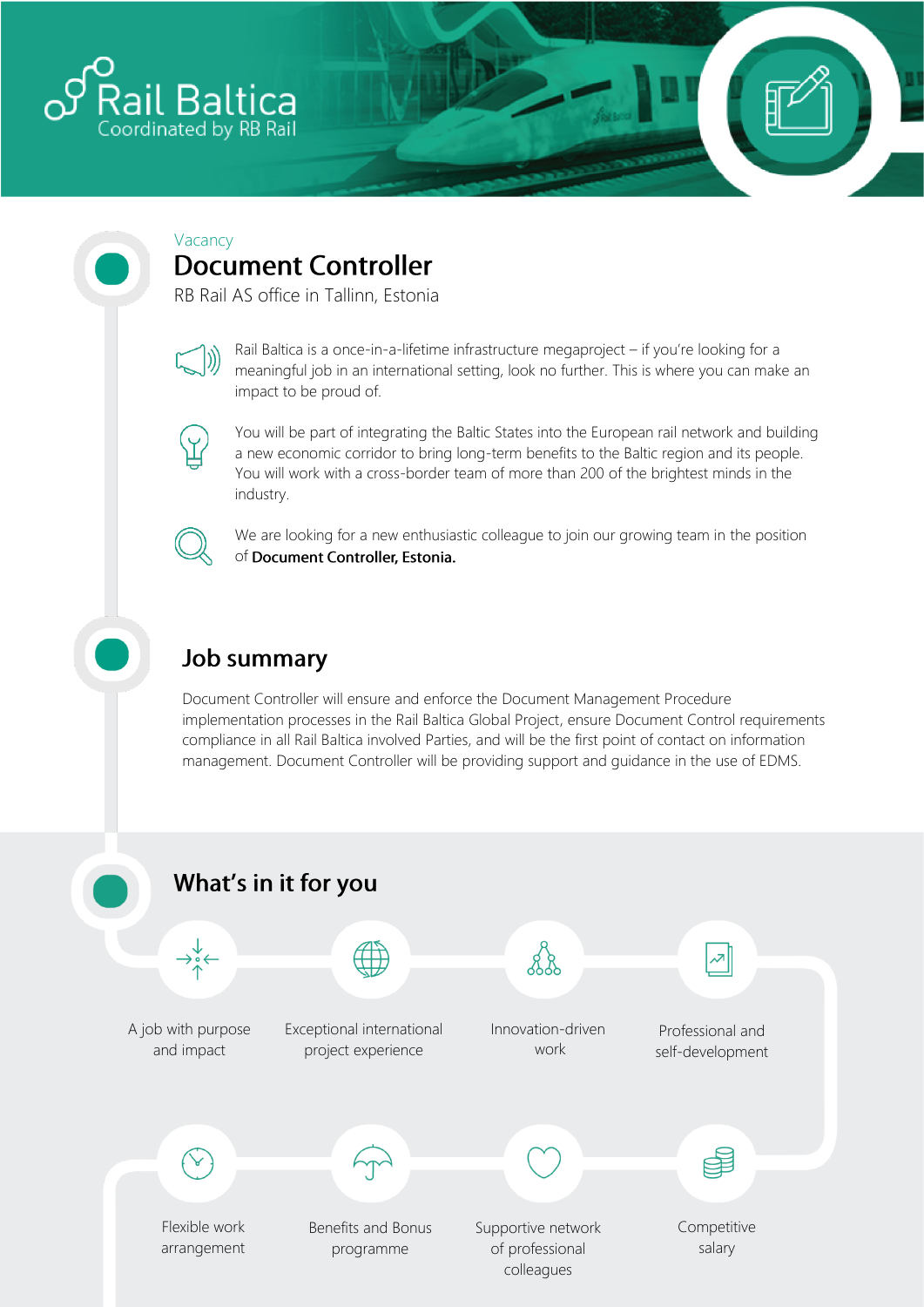Rail Baltica
Coordinated by RB Rail

Vacancy

# Document Controller

RB Rail AS office in Tallinn, Estonia

Rail Baltica is a once-in-a-lifetime infrastructure megaproject – if you're looking for a meaningful job in an international setting, look no further. This is where you can make an impact to be proud of.

You will be part of integrating the Baltic States into the European rail network and building a new economic corridor to bring long-term benefits to the Baltic region and its people. You will work with a cross-border team of more than 200 of the brightest minds in the industry.

We are looking for a new enthusiastic colleague to join our growing team in the position of **Document Controller, Estonia.**

## Job summary

Document Controller will ensure and enforce the Document Management Procedure implementation processes in the Rail Baltica Global Project, ensure Document Control requirements compliance in all Rail Baltica involved Parties, and will be the first point of contact on information management. Document Controller will be providing support and guidance in the use of EDMS.

## What's in it for you

- A job with purpose and impact
- Exceptional international project experience
- Innovation-driven work
- Professional and self-development
- Flexible work arrangement
- Benefits and Bonus programme
- Supportive network of professional colleagues
- Competitive salary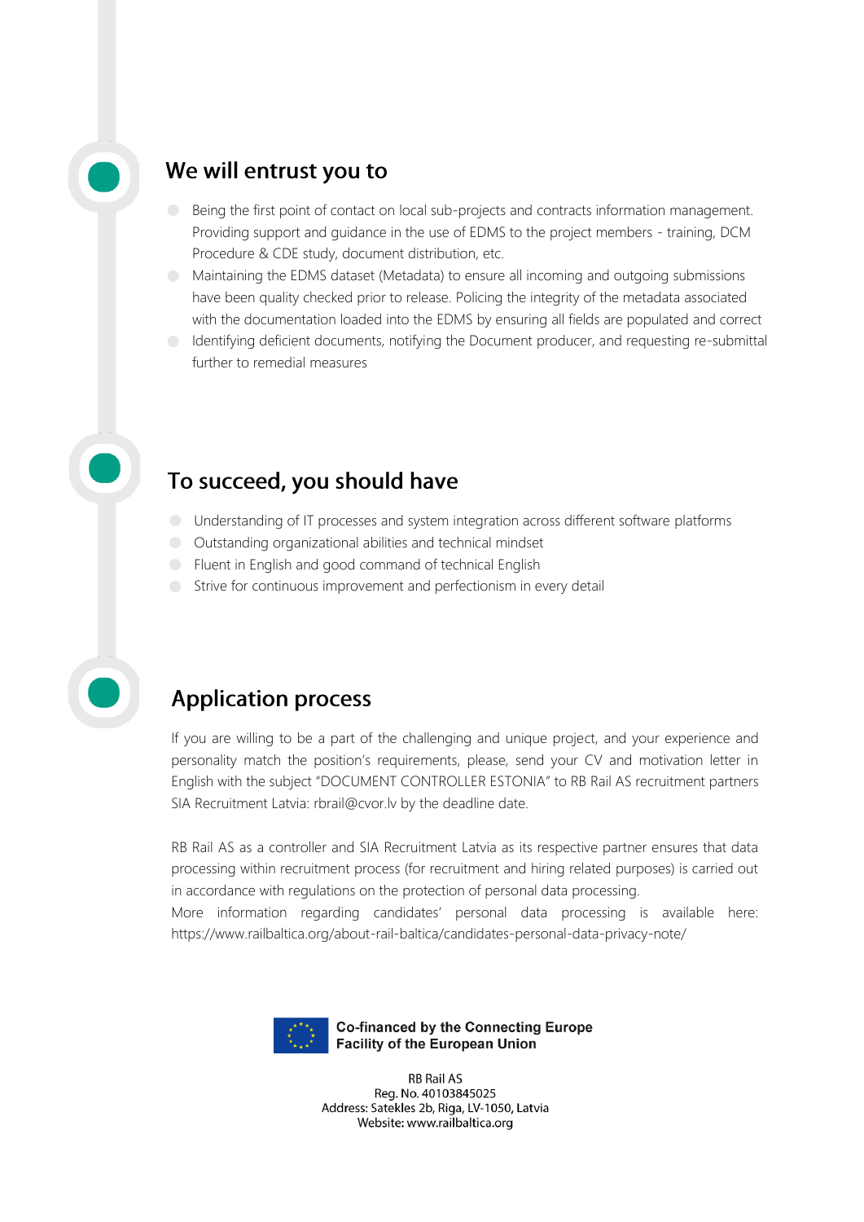## We will entrust you to

- Being the first point of contact on local sub-projects and contracts information management. Providing support and guidance in the use of EDMS to the project members - training, DCM Procedure & CDE study, document distribution, etc.
- Maintaining the EDMS dataset (Metadata) to ensure all incoming and outgoing submissions have been quality checked prior to release. Policing the integrity of the metadata associated with the documentation loaded into the EDMS by ensuring all fields are populated and correct
- Identifying deficient documents, notifying the Document producer, and requesting re-submittal further to remedial measures

## To succeed, you should have

- Understanding of IT processes and system integration across different software platforms
- Outstanding organizational abilities and technical mindset
- Fluent in English and good command of technical English
- Strive for continuous improvement and perfectionism in every detail

## Application process

If you are willing to be a part of the challenging and unique project, and your experience and personality match the position's requirements, please, send your CV and motivation letter in English with the subject "DOCUMENT CONTROLLER ESTONIA" to RB Rail AS recruitment partners SIA Recruitment Latvia: rbrail@cvor.lv by the deadline date.

RB Rail AS as a controller and SIA Recruitment Latvia as its respective partner ensures that data processing within recruitment process (for recruitment and hiring related purposes) is carried out in accordance with regulations on the protection of personal data processing.
More information regarding candidates' personal data processing is available here: https://www.railbaltica.org/about-rail-baltica/candidates-personal-data-privacy-note/

**Co-financed by the Connecting Europe Facility of the European Union**

RB Rail AS
Reg. No. 40103845025
Address: Satekles 2b, Riga, LV-1050, Latvia
Website: www.railbaltica.org